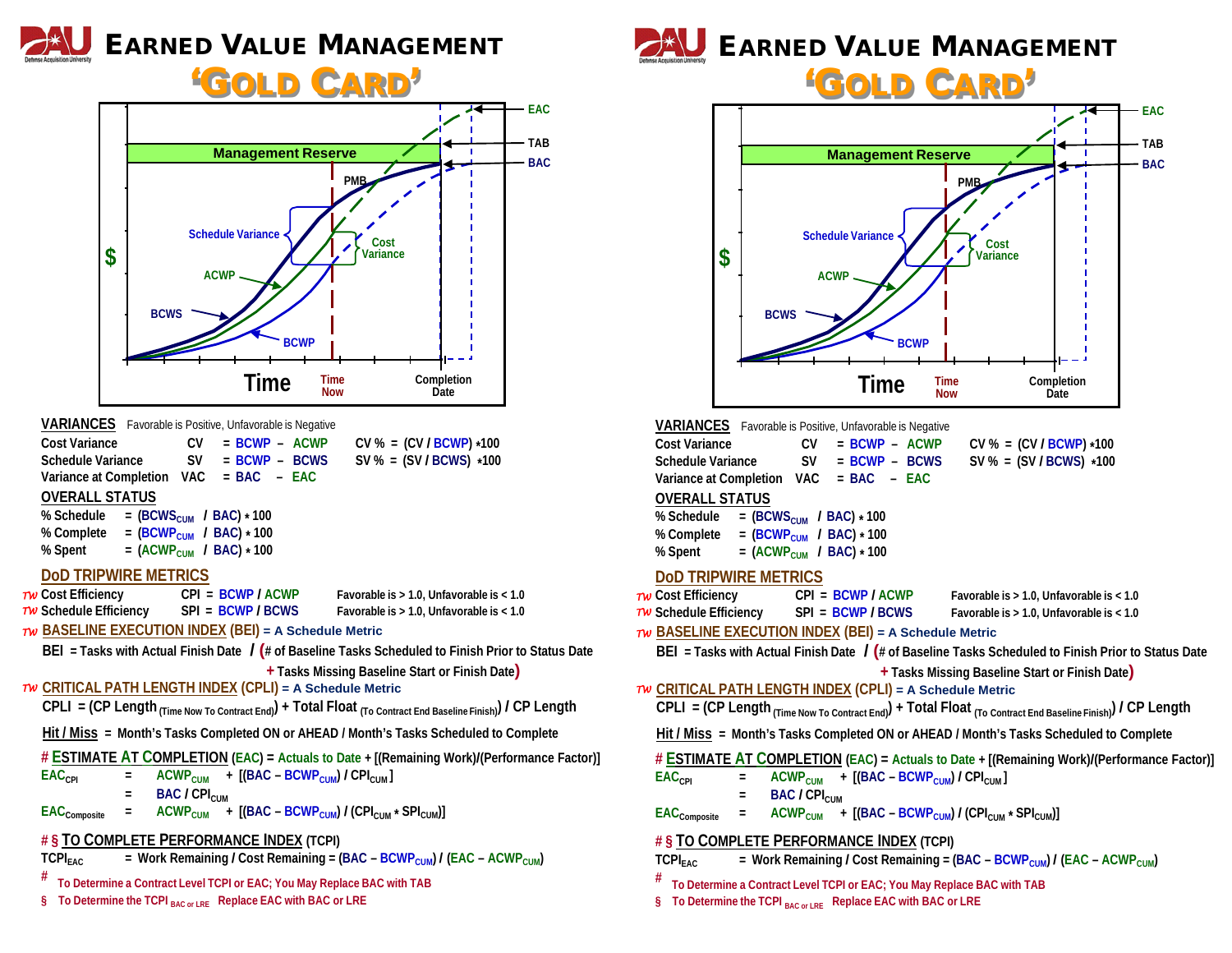# EARNED VALUE MANAGEMENT 'GOLD CARD'

Defense Acquisition University

Management Reserve — EAC — TAB — BAC — PMB — Schedule Variance — Cost Variance — ACWP — BCWS — BCWP — $ — Time — Time Now — Completion Date

## VARIANCES

Favorable is Positive, Unfavorable is Negative

| | | | |
|---|---|---|---|
| Cost Variance | CV | = BCWP – ACWP | CV % = (CV / BCWP) *100 |
| Schedule Variance | SV | = BCWP – BCWS | SV % = (SV / BCWS) *100 |
| Variance at Completion | VAC | = BAC – EAC | |

## OVERALL STATUS

- % Schedule = ($BCWS_{CUM}$ / BAC) * 100
- % Complete = ($BCWP_{CUM}$ / BAC) * 100
- % Spent = ($ACWP_{CUM}$ / BAC) * 100

## DoD TRIPWIRE METRICS

| | | | |
|---|---|---|---|
| *TW* | Cost Efficiency | CPI = BCWP / ACWP | Favorable is > 1.0, Unfavorable is < 1.0 |
| *TW* | Schedule Efficiency | SPI = BCWP / BCWS | Favorable is > 1.0, Unfavorable is < 1.0 |

*TW* **BASELINE EXECUTION INDEX (BEI)** = A Schedule Metric

BEI = Tasks with Actual Finish Date / (# of Baseline Tasks Scheduled to Finish Prior to Status Date + Tasks Missing Baseline Start or Finish Date)

*TW* **CRITICAL PATH LENGTH INDEX (CPLI)** = A Schedule Metric

CPLI = (CP Length $_{\text{(Time Now To Contract End)}}$ + Total Float $_{\text{(To Contract End Baseline Finish)}}$) / CP Length

**Hit / Miss** = Month's Tasks Completed ON or AHEAD / Month's Tasks Scheduled to Complete

## # ESTIMATE AT COMPLETION (EAC) = Actuals to Date + [(Remaining Work)/(Performance Factor)]

- $EAC_{CPI}$ = $ACWP_{CUM}$ + [(BAC – $BCWP_{CUM}$) / $CPI_{CUM}$ ]
- = BAC / $CPI_{CUM}$
- $EAC_{Composite}$ = $ACWP_{CUM}$ + [(BAC – $BCWP_{CUM}$) / ($CPI_{CUM}$ * $SPI_{CUM}$)]

## # § TO COMPLETE PERFORMANCE INDEX (TCPI)

$TCPI_{EAC}$ = Work Remaining / Cost Remaining = (BAC – $BCWP_{CUM}$) / (EAC – $ACWP_{CUM}$)

\# To Determine a Contract Level TCPI or EAC; You May Replace BAC with TAB

§ To Determine the TCPI $_{\text{BAC or LRE}}$ Replace EAC with BAC or LRE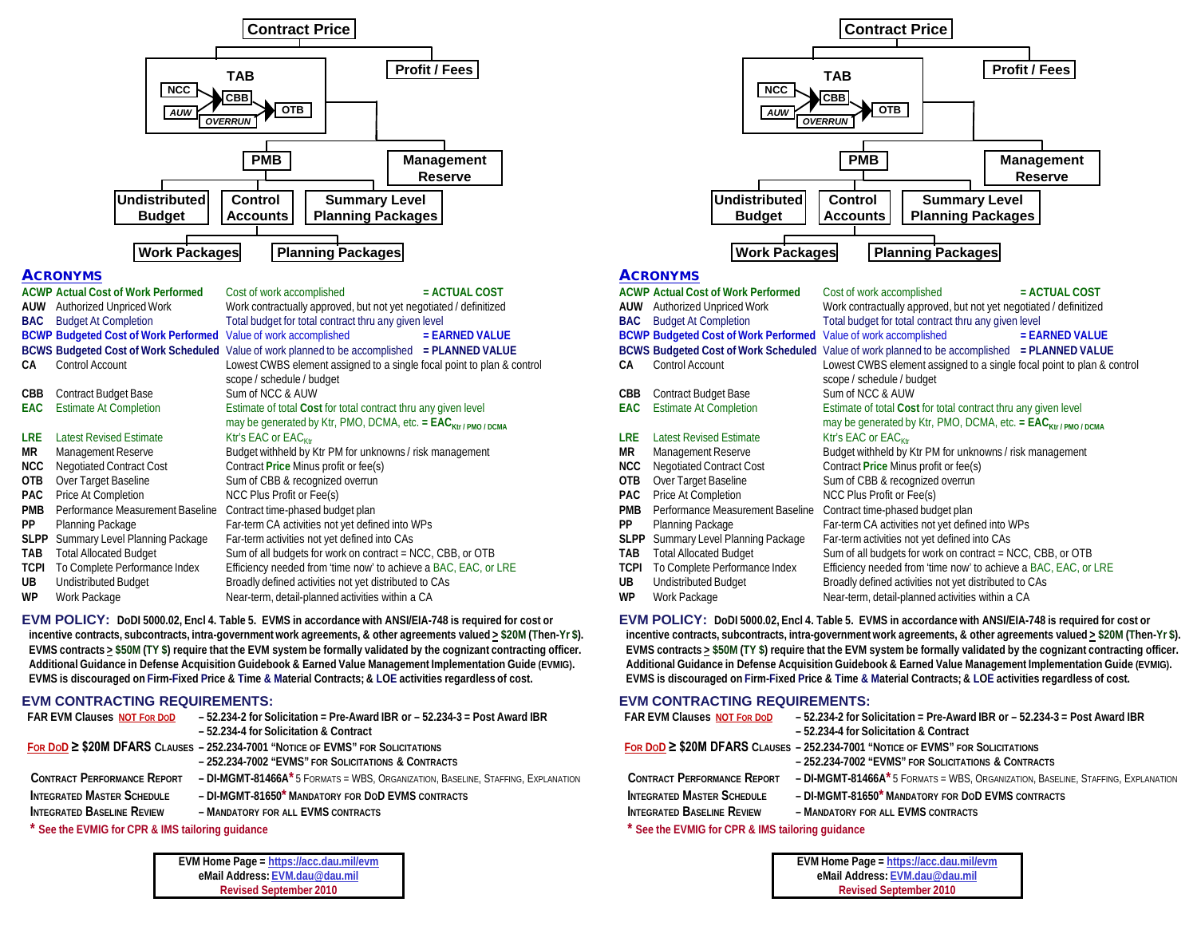Contract Price

TAB

NCC

AUW

CBB

OVERRUN

OTB

Profit / Fees

PMB

Management Reserve

Undistributed Budget

Control Accounts

Summary Level Planning Packages

Work Packages

Planning Packages

## ACRONYMS

| | | | |
|---|---|---|---|
| **ACWP** | **Actual Cost of Work Performed** | Cost of work accomplished | **= ACTUAL COST** |
| **AUW** | Authorized Unpriced Work | Work contractually approved, but not yet negotiated / definitized | |
| **BAC** | Budget At Completion | Total budget for total contract thru any given level | |
| **BCWP** | **Budgeted Cost of Work Performed** | Value of work accomplished | **= EARNED VALUE** |
| **BCWS** | **Budgeted Cost of Work Scheduled** | Value of work planned to be accomplished | **= PLANNED VALUE** |
| **CA** | Control Account | Lowest CWBS element assigned to a single focal point to plan & control scope / schedule / budget | |
| **CBB** | Contract Budget Base | Sum of NCC & AUW | |
| **EAC** | Estimate At Completion | Estimate of total **Cost** for total contract thru any given level may be generated by Ktr, PMO, DCMA, etc. **= $EAC_{Ktr / PMO / DCMA}$** | |
| **LRE** | Latest Revised Estimate | Ktr's EAC or $EAC_{Ktr}$ | |
| **MR** | Management Reserve | Budget withheld by Ktr PM for unknowns / risk management | |
| **NCC** | Negotiated Contract Cost | Contract **Price** Minus profit or fee(s) | |
| **OTB** | Over Target Baseline | Sum of CBB & recognized overrun | |
| **PAC** | Price At Completion | NCC Plus Profit or Fee(s) | |
| **PMB** | Performance Measurement Baseline | Contract time-phased budget plan | |
| **PP** | Planning Package | Far-term CA activities not yet defined into WPs | |
| **SLPP** | Summary Level Planning Package | Far-term activities not yet defined into CAs | |
| **TAB** | Total Allocated Budget | Sum of all budgets for work on contract = NCC, CBB, or OTB | |
| **TCPI** | To Complete Performance Index | Efficiency needed from 'time now' to achieve a BAC, EAC, or LRE | |
| **UB** | Undistributed Budget | Broadly defined activities not yet distributed to CAs | |
| **WP** | Work Package | Near-term, detail-planned activities within a CA | |

**EVM POLICY:** **DoDI 5000.02, Encl 4. Table 5. EVMS in accordance with ANSI/EIA-748 is required for cost or incentive contracts, subcontracts, intra-government work agreements, & other agreements valued ≥ $20M (Then-Yr $). EVMS contracts ≥ $50M (TY $) require that the EVM system be formally validated by the cognizant contracting officer. Additional Guidance in Defense Acquisition Guidebook & Earned Value Management Implementation Guide (EVMIG). EVMS is discouraged on Firm-Fixed Price & Time & Material Contracts; & LOE activities regardless of cost.**

**EVM CONTRACTING REQUIREMENTS:**

| | |
|---|---|
| **FAR EVM Clauses** NOT FOR DOD | **– 52.234-2 for Solicitation = Pre-Award IBR or – 52.234-3 = Post Award IBR** |
| | **– 52.234-4 for Solicitation & Contract** |
| FOR DOD **≥ $20M DFARS CLAUSES** | **– 252.234-7001 "NOTICE OF EVMS" FOR SOLICITATIONS** |
| | **– 252.234-7002 "EVMS" FOR SOLICITATIONS & CONTRACTS** |
| **CONTRACT PERFORMANCE REPORT** | **– DI-MGMT-81466A*** 5 FORMATS = WBS, ORGANIZATION, BASELINE, STAFFING, EXPLANATION |
| **INTEGRATED MASTER SCHEDULE** | **– DI-MGMT-81650* MANDATORY FOR DOD EVMS CONTRACTS** |
| **INTEGRATED BASELINE REVIEW** | **– MANDATORY FOR ALL EVMS CONTRACTS** |

**\* See the EVMIG for CPR & IMS tailoring guidance**

**EVM Home Page = https://acc.dau.mil/evm**
**eMail Address: EVM.dau@dau.mil**
**Revised September 2010**

---

Contract Price

TAB

NCC

AUW

CBB

OVERRUN

OTB

Profit / Fees

PMB

Management Reserve

Undistributed Budget

Control Accounts

Summary Level Planning Packages

Work Packages

Planning Packages

## ACRONYMS

| | | | |
|---|---|---|---|
| **ACWP** | **Actual Cost of Work Performed** | Cost of work accomplished | **= ACTUAL COST** |
| **AUW** | Authorized Unpriced Work | Work contractually approved, but not yet negotiated / definitized | |
| **BAC** | Budget At Completion | Total budget for total contract thru any given level | |
| **BCWP** | **Budgeted Cost of Work Performed** | Value of work accomplished | **= EARNED VALUE** |
| **BCWS** | **Budgeted Cost of Work Scheduled** | Value of work planned to be accomplished | **= PLANNED VALUE** |
| **CA** | Control Account | Lowest CWBS element assigned to a single focal point to plan & control scope / schedule / budget | |
| **CBB** | Contract Budget Base | Sum of NCC & AUW | |
| **EAC** | Estimate At Completion | Estimate of total **Cost** for total contract thru any given level may be generated by Ktr, PMO, DCMA, etc. **= $EAC_{Ktr / PMO / DCMA}$** | |
| **LRE** | Latest Revised Estimate | Ktr's EAC or $EAC_{Ktr}$ | |
| **MR** | Management Reserve | Budget withheld by Ktr PM for unknowns / risk management | |
| **NCC** | Negotiated Contract Cost | Contract **Price** Minus profit or fee(s) | |
| **OTB** | Over Target Baseline | Sum of CBB & recognized overrun | |
| **PAC** | Price At Completion | NCC Plus Profit or Fee(s) | |
| **PMB** | Performance Measurement Baseline | Contract time-phased budget plan | |
| **PP** | Planning Package | Far-term CA activities not yet defined into WPs | |
| **SLPP** | Summary Level Planning Package | Far-term activities not yet defined into CAs | |
| **TAB** | Total Allocated Budget | Sum of all budgets for work on contract = NCC, CBB, or OTB | |
| **TCPI** | To Complete Performance Index | Efficiency needed from 'time now' to achieve a BAC, EAC, or LRE | |
| **UB** | Undistributed Budget | Broadly defined activities not yet distributed to CAs | |
| **WP** | Work Package | Near-term, detail-planned activities within a CA | |

**EVM POLICY:** **DoDI 5000.02, Encl 4. Table 5. EVMS in accordance with ANSI/EIA-748 is required for cost or incentive contracts, subcontracts, intra-government work agreements, & other agreements valued ≥ $20M (Then-Yr $). EVMS contracts ≥ $50M (TY $) require that the EVM system be formally validated by the cognizant contracting officer. Additional Guidance in Defense Acquisition Guidebook & Earned Value Management Implementation Guide (EVMIG). EVMS is discouraged on Firm-Fixed Price & Time & Material Contracts; & LOE activities regardless of cost.**

**EVM CONTRACTING REQUIREMENTS:**

| | |
|---|---|
| **FAR EVM Clauses** NOT FOR DOD | **– 52.234-2 for Solicitation = Pre-Award IBR or – 52.234-3 = Post Award IBR** |
| | **– 52.234-4 for Solicitation & Contract** |
| FOR DOD **≥ $20M DFARS CLAUSES** | **– 252.234-7001 "NOTICE OF EVMS" FOR SOLICITATIONS** |
| | **– 252.234-7002 "EVMS" FOR SOLICITATIONS & CONTRACTS** |
| **CONTRACT PERFORMANCE REPORT** | **– DI-MGMT-81466A*** 5 FORMATS = WBS, ORGANIZATION, BASELINE, STAFFING, EXPLANATION |
| **INTEGRATED MASTER SCHEDULE** | **– DI-MGMT-81650* MANDATORY FOR DOD EVMS CONTRACTS** |
| **INTEGRATED BASELINE REVIEW** | **– MANDATORY FOR ALL EVMS CONTRACTS** |

**\* See the EVMIG for CPR & IMS tailoring guidance**

**EVM Home Page = https://acc.dau.mil/evm**
**eMail Address: EVM.dau@dau.mil**
**Revised September 2010**